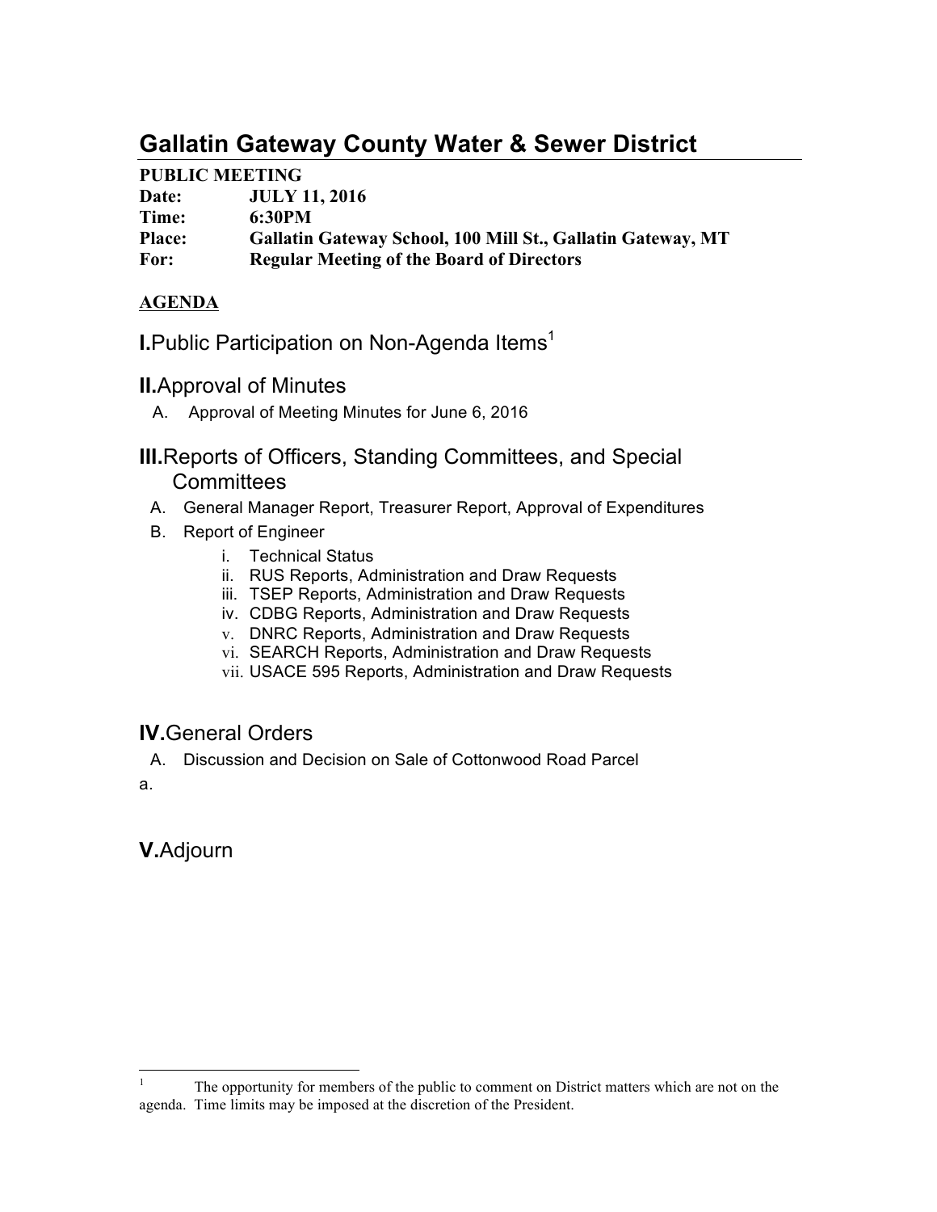# Gallatin Gateway County Water & Sewer District

**PUBLIC MEETING**
**Date:** **JULY 11, 2016**
**Time:** **6:30PM**
**Place:** **Gallatin Gateway School, 100 Mill St., Gallatin Gateway, MT**
**For:** **Regular Meeting of the Board of Directors**

**AGENDA**

## I. Public Participation on Non-Agenda Items[1]

## II. Approval of Minutes

A. Approval of Meeting Minutes for June 6, 2016

## III. Reports of Officers, Standing Committees, and Special Committees

A. General Manager Report, Treasurer Report, Approval of Expenditures

B. Report of Engineer

   i. Technical Status
   ii. RUS Reports, Administration and Draw Requests
   iii. TSEP Reports, Administration and Draw Requests
   iv. CDBG Reports, Administration and Draw Requests
   v. DNRC Reports, Administration and Draw Requests
   vi. SEARCH Reports, Administration and Draw Requests
   vii. USACE 595 Reports, Administration and Draw Requests

## IV. General Orders

A. Discussion and Decision on Sale of Cottonwood Road Parcel

a.

## V. Adjourn

---

[1] The opportunity for members of the public to comment on District matters which are not on the agenda. Time limits may be imposed at the discretion of the President.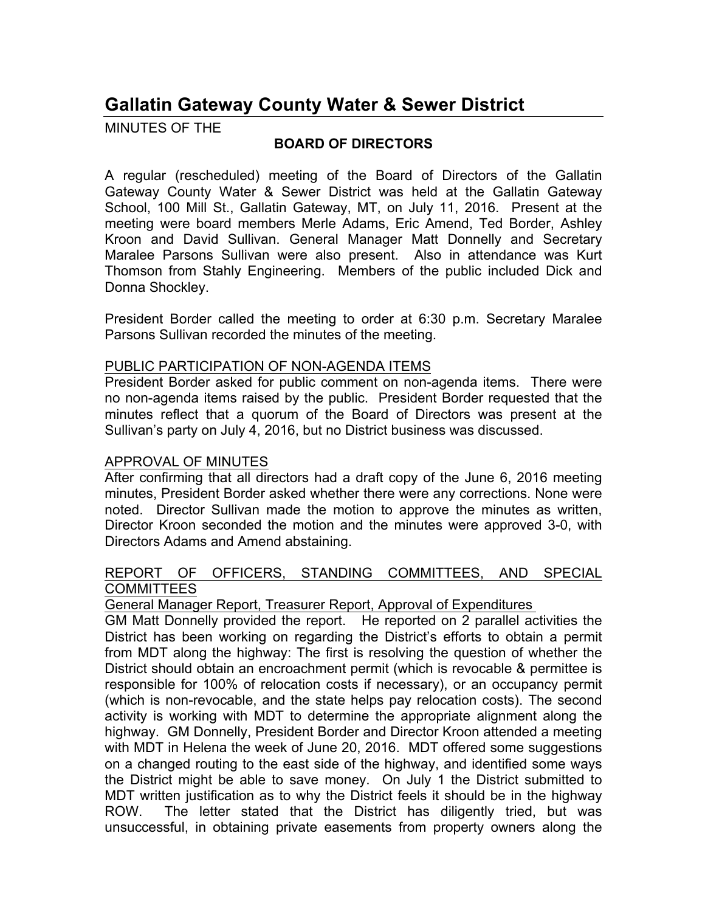# Gallatin Gateway County Water & Sewer District

MINUTES OF THE

**BOARD OF DIRECTORS**

A regular (rescheduled) meeting of the Board of Directors of the Gallatin Gateway County Water & Sewer District was held at the Gallatin Gateway School, 100 Mill St., Gallatin Gateway, MT, on July 11, 2016. Present at the meeting were board members Merle Adams, Eric Amend, Ted Border, Ashley Kroon and David Sullivan. General Manager Matt Donnelly and Secretary Maralee Parsons Sullivan were also present. Also in attendance was Kurt Thomson from Stahly Engineering. Members of the public included Dick and Donna Shockley.

President Border called the meeting to order at 6:30 p.m. Secretary Maralee Parsons Sullivan recorded the minutes of the meeting.

PUBLIC PARTICIPATION OF NON-AGENDA ITEMS

President Border asked for public comment on non-agenda items. There were no non-agenda items raised by the public. President Border requested that the minutes reflect that a quorum of the Board of Directors was present at the Sullivan's party on July 4, 2016, but no District business was discussed.

APPROVAL OF MINUTES

After confirming that all directors had a draft copy of the June 6, 2016 meeting minutes, President Border asked whether there were any corrections. None were noted. Director Sullivan made the motion to approve the minutes as written, Director Kroon seconded the motion and the minutes were approved 3-0, with Directors Adams and Amend abstaining.

REPORT OF OFFICERS, STANDING COMMITTEES, AND SPECIAL COMMITTEES

General Manager Report, Treasurer Report, Approval of Expenditures

GM Matt Donnelly provided the report. He reported on 2 parallel activities the District has been working on regarding the District's efforts to obtain a permit from MDT along the highway: The first is resolving the question of whether the District should obtain an encroachment permit (which is revocable & permittee is responsible for 100% of relocation costs if necessary), or an occupancy permit (which is non-revocable, and the state helps pay relocation costs). The second activity is working with MDT to determine the appropriate alignment along the highway. GM Donnelly, President Border and Director Kroon attended a meeting with MDT in Helena the week of June 20, 2016. MDT offered some suggestions on a changed routing to the east side of the highway, and identified some ways the District might be able to save money. On July 1 the District submitted to MDT written justification as to why the District feels it should be in the highway ROW. The letter stated that the District has diligently tried, but was unsuccessful, in obtaining private easements from property owners along the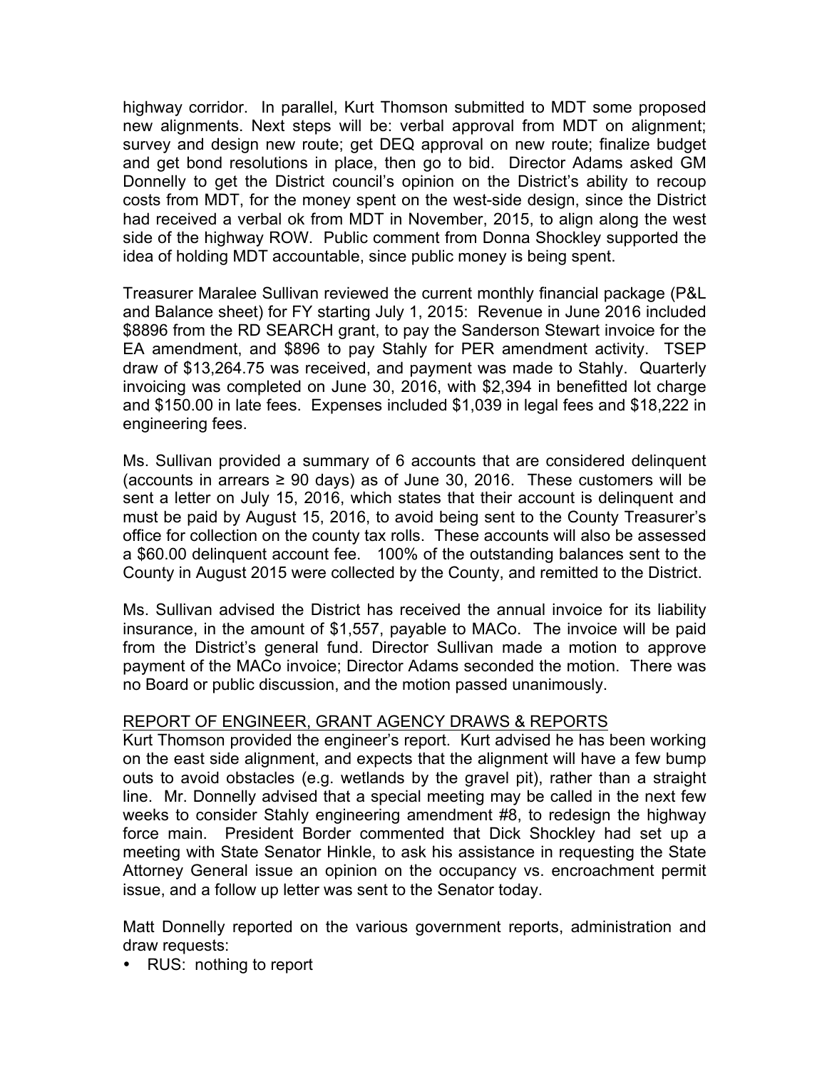highway corridor. In parallel, Kurt Thomson submitted to MDT some proposed new alignments. Next steps will be: verbal approval from MDT on alignment; survey and design new route; get DEQ approval on new route; finalize budget and get bond resolutions in place, then go to bid. Director Adams asked GM Donnelly to get the District council's opinion on the District's ability to recoup costs from MDT, for the money spent on the west-side design, since the District had received a verbal ok from MDT in November, 2015, to align along the west side of the highway ROW. Public comment from Donna Shockley supported the idea of holding MDT accountable, since public money is being spent.

Treasurer Maralee Sullivan reviewed the current monthly financial package (P&L and Balance sheet) for FY starting July 1, 2015: Revenue in June 2016 included $8896 from the RD SEARCH grant, to pay the Sanderson Stewart invoice for the EA amendment, and $896 to pay Stahly for PER amendment activity. TSEP draw of $13,264.75 was received, and payment was made to Stahly. Quarterly invoicing was completed on June 30, 2016, with $2,394 in benefitted lot charge and $150.00 in late fees. Expenses included $1,039 in legal fees and $18,222 in engineering fees.

Ms. Sullivan provided a summary of 6 accounts that are considered delinquent (accounts in arrears ≥ 90 days) as of June 30, 2016. These customers will be sent a letter on July 15, 2016, which states that their account is delinquent and must be paid by August 15, 2016, to avoid being sent to the County Treasurer's office for collection on the county tax rolls. These accounts will also be assessed a $60.00 delinquent account fee. 100% of the outstanding balances sent to the County in August 2015 were collected by the County, and remitted to the District.

Ms. Sullivan advised the District has received the annual invoice for its liability insurance, in the amount of $1,557, payable to MACo. The invoice will be paid from the District's general fund. Director Sullivan made a motion to approve payment of the MACo invoice; Director Adams seconded the motion. There was no Board or public discussion, and the motion passed unanimously.

REPORT OF ENGINEER, GRANT AGENCY DRAWS & REPORTS

Kurt Thomson provided the engineer's report. Kurt advised he has been working on the east side alignment, and expects that the alignment will have a few bump outs to avoid obstacles (e.g. wetlands by the gravel pit), rather than a straight line. Mr. Donnelly advised that a special meeting may be called in the next few weeks to consider Stahly engineering amendment #8, to redesign the highway force main. President Border commented that Dick Shockley had set up a meeting with State Senator Hinkle, to ask his assistance in requesting the State Attorney General issue an opinion on the occupancy vs. encroachment permit issue, and a follow up letter was sent to the Senator today.

Matt Donnelly reported on the various government reports, administration and draw requests:

- RUS: nothing to report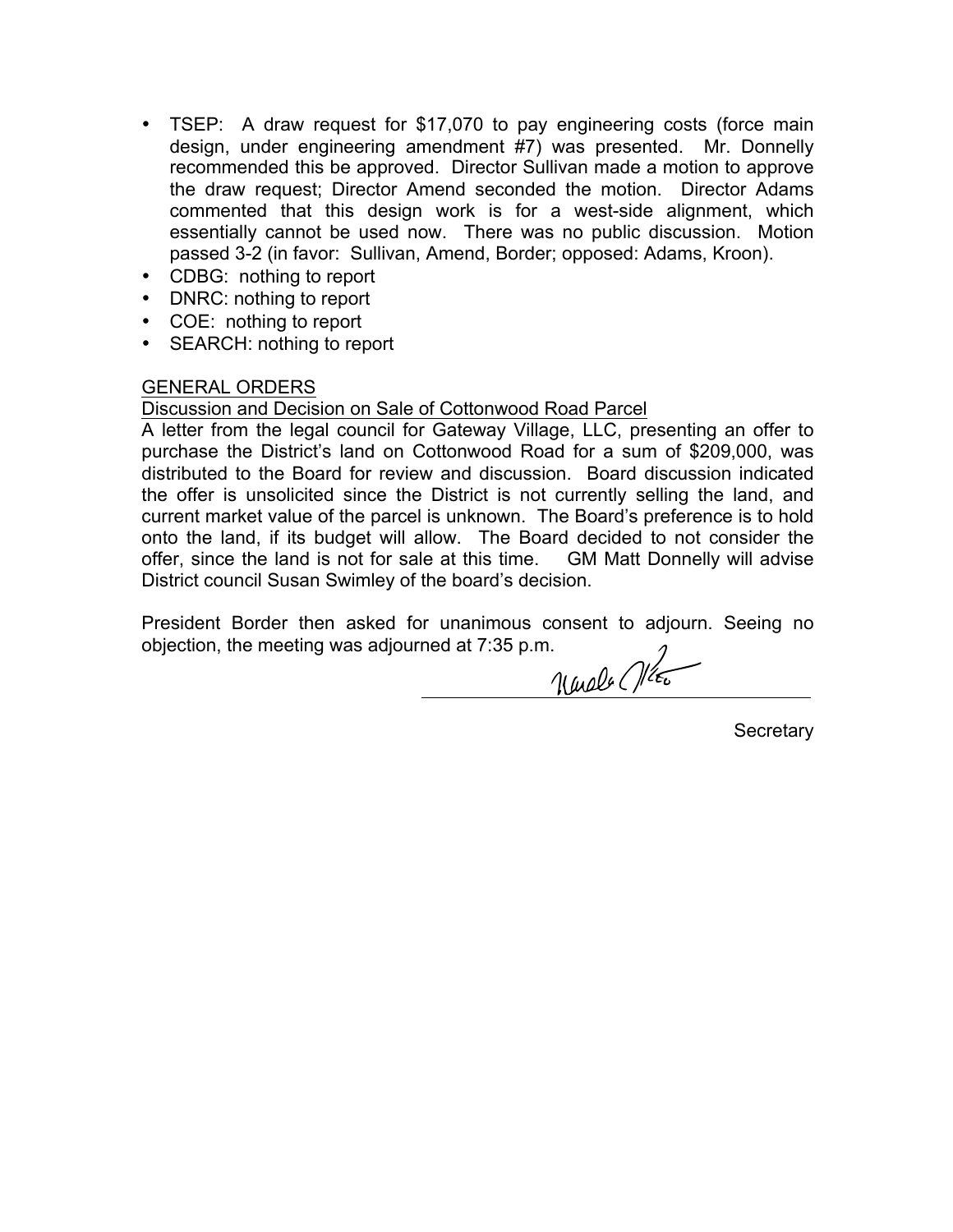- TSEP: A draw request for $17,070 to pay engineering costs (force main design, under engineering amendment #7) was presented. Mr. Donnelly recommended this be approved. Director Sullivan made a motion to approve the draw request; Director Amend seconded the motion. Director Adams commented that this design work is for a west-side alignment, which essentially cannot be used now. There was no public discussion. Motion passed 3-2 (in favor: Sullivan, Amend, Border; opposed: Adams, Kroon).
- CDBG: nothing to report
- DNRC: nothing to report
- COE: nothing to report
- SEARCH: nothing to report

GENERAL ORDERS

Discussion and Decision on Sale of Cottonwood Road Parcel

A letter from the legal council for Gateway Village, LLC, presenting an offer to purchase the District's land on Cottonwood Road for a sum of $209,000, was distributed to the Board for review and discussion. Board discussion indicated the offer is unsolicited since the District is not currently selling the land, and current market value of the parcel is unknown. The Board's preference is to hold onto the land, if its budget will allow. The Board decided to not consider the offer, since the land is not for sale at this time. GM Matt Donnelly will advise District council Susan Swimley of the board's decision.

President Border then asked for unanimous consent to adjourn. Seeing no objection, the meeting was adjourned at 7:35 p.m.

\_\_\_\_\_\_\_\_\_\_\_\_\_\_\_\_\_\_\_\_\_\_\_\_\_\_\_\_\_\_

Secretary